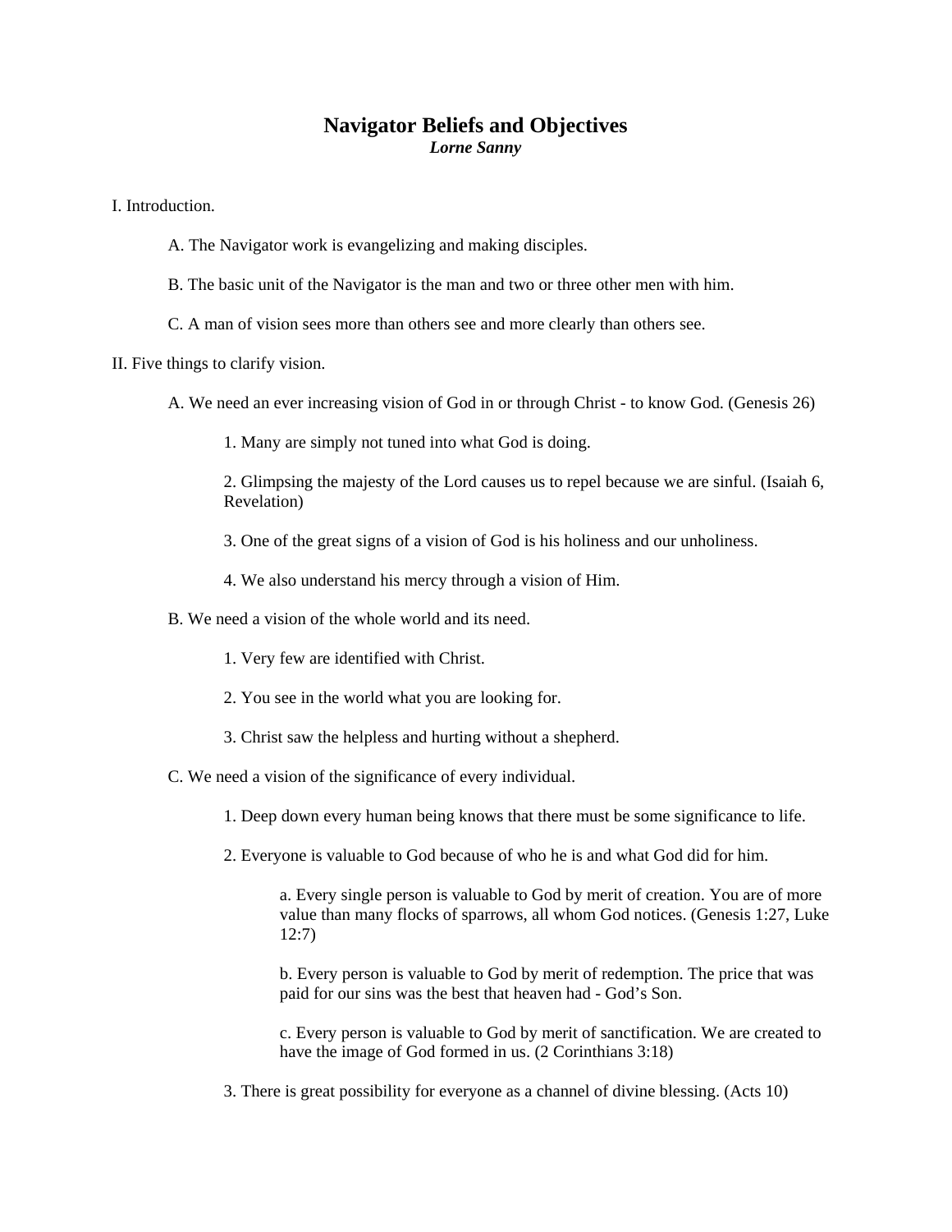# Navigator Beliefs and Objectives

***Lorne Sanny***

I. Introduction.

A. The Navigator work is evangelizing and making disciples.

B. The basic unit of the Navigator is the man and two or three other men with him.

C. A man of vision sees more than others see and more clearly than others see.

II. Five things to clarify vision.

A. We need an ever increasing vision of God in or through Christ - to know God. (Genesis 26)

1. Many are simply not tuned into what God is doing.

2. Glimpsing the majesty of the Lord causes us to repel because we are sinful. (Isaiah 6, Revelation)

3. One of the great signs of a vision of God is his holiness and our unholiness.

4. We also understand his mercy through a vision of Him.

B. We need a vision of the whole world and its need.

1. Very few are identified with Christ.

2. You see in the world what you are looking for.

3. Christ saw the helpless and hurting without a shepherd.

C. We need a vision of the significance of every individual.

1. Deep down every human being knows that there must be some significance to life.

2. Everyone is valuable to God because of who he is and what God did for him.

a. Every single person is valuable to God by merit of creation. You are of more value than many flocks of sparrows, all whom God notices. (Genesis 1:27, Luke 12:7)

b. Every person is valuable to God by merit of redemption. The price that was paid for our sins was the best that heaven had - God's Son.

c. Every person is valuable to God by merit of sanctification. We are created to have the image of God formed in us. (2 Corinthians 3:18)

3. There is great possibility for everyone as a channel of divine blessing. (Acts 10)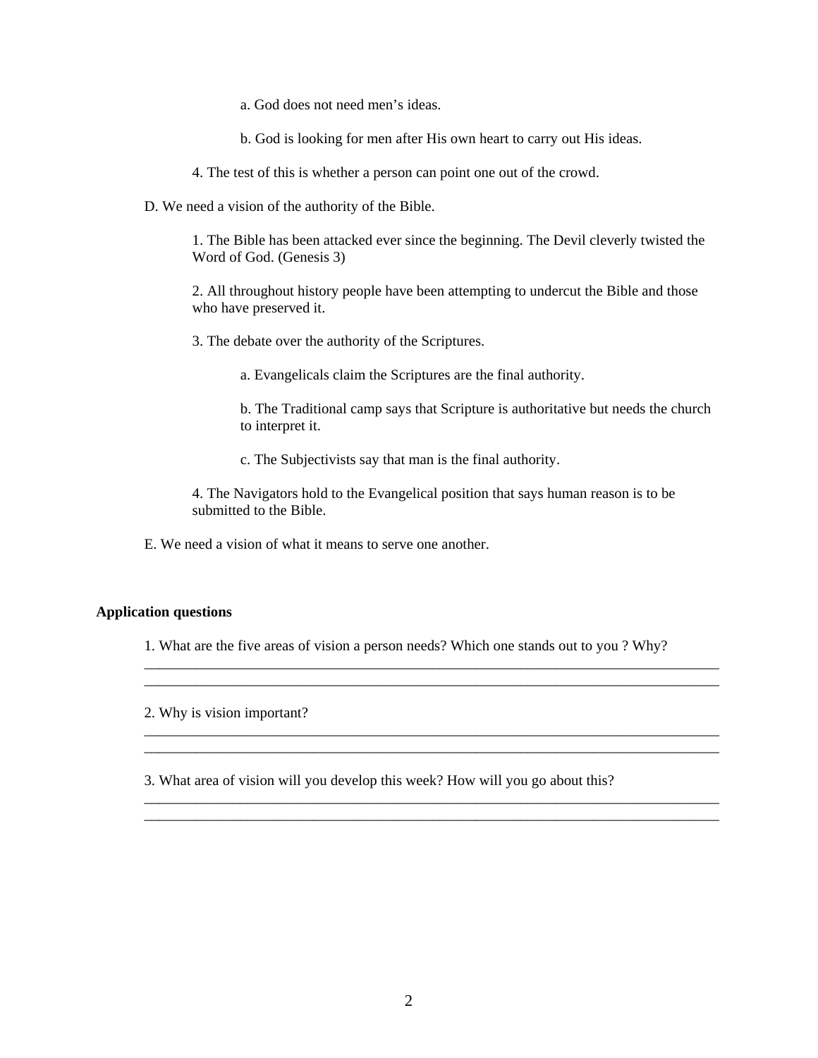a. God does not need men's ideas.

b. God is looking for men after His own heart to carry out His ideas.

4. The test of this is whether a person can point one out of the crowd.

D. We need a vision of the authority of the Bible.

1. The Bible has been attacked ever since the beginning. The Devil cleverly twisted the Word of God. (Genesis 3)

2. All throughout history people have been attempting to undercut the Bible and those who have preserved it.

3. The debate over the authority of the Scriptures.

a. Evangelicals claim the Scriptures are the final authority.

b. The Traditional camp says that Scripture is authoritative but needs the church to interpret it.

c. The Subjectivists say that man is the final authority.

4. The Navigators hold to the Evangelical position that says human reason is to be submitted to the Bible.

E. We need a vision of what it means to serve one another.

**Application questions**

1. What are the five areas of vision a person needs? Which one stands out to you ? Why?

_________________________________________________________________________________
_________________________________________________________________________________

2. Why is vision important?

_________________________________________________________________________________
_________________________________________________________________________________

3. What area of vision will you develop this week? How will you go about this?

_________________________________________________________________________________
_________________________________________________________________________________